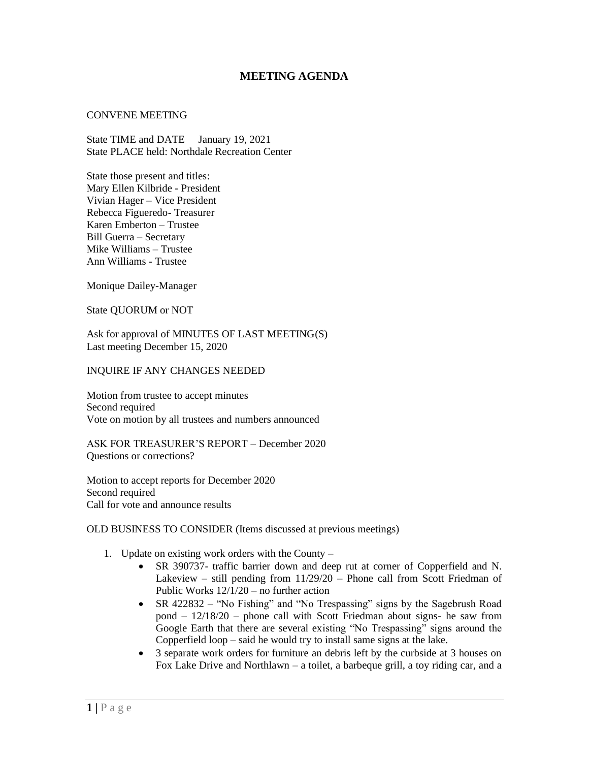# MEETING AGENDA

CONVENE MEETING

State TIME and DATE  January 19, 2021
State PLACE held: Northdale Recreation Center

State those present and titles:
Mary Ellen Kilbride - President
Vivian Hager – Vice President
Rebecca Figueredo- Treasurer
Karen Emberton – Trustee
Bill Guerra – Secretary
Mike Williams – Trustee
Ann Williams - Trustee

Monique Dailey-Manager

State QUORUM or NOT

Ask for approval of MINUTES OF LAST MEETING(S)
Last meeting December 15, 2020

INQUIRE IF ANY CHANGES NEEDED

Motion from trustee to accept minutes
Second required
Vote on motion by all trustees and numbers announced

ASK FOR TREASURER'S REPORT – December 2020
Questions or corrections?

Motion to accept reports for December 2020
Second required
Call for vote and announce results

OLD BUSINESS TO CONSIDER (Items discussed at previous meetings)

1. Update on existing work orders with the County –
   - SR 390737- traffic barrier down and deep rut at corner of Copperfield and N. Lakeview – still pending from 11/29/20 – Phone call from Scott Friedman of Public Works 12/1/20 – no further action
   - SR 422832 – "No Fishing" and "No Trespassing" signs by the Sagebrush Road pond – 12/18/20 – phone call with Scott Friedman about signs- he saw from Google Earth that there are several existing "No Trespassing" signs around the Copperfield loop – said he would try to install same signs at the lake.
   - 3 separate work orders for furniture an debris left by the curbside at 3 houses on Fox Lake Drive and Northlawn – a toilet, a barbeque grill, a toy riding car, and a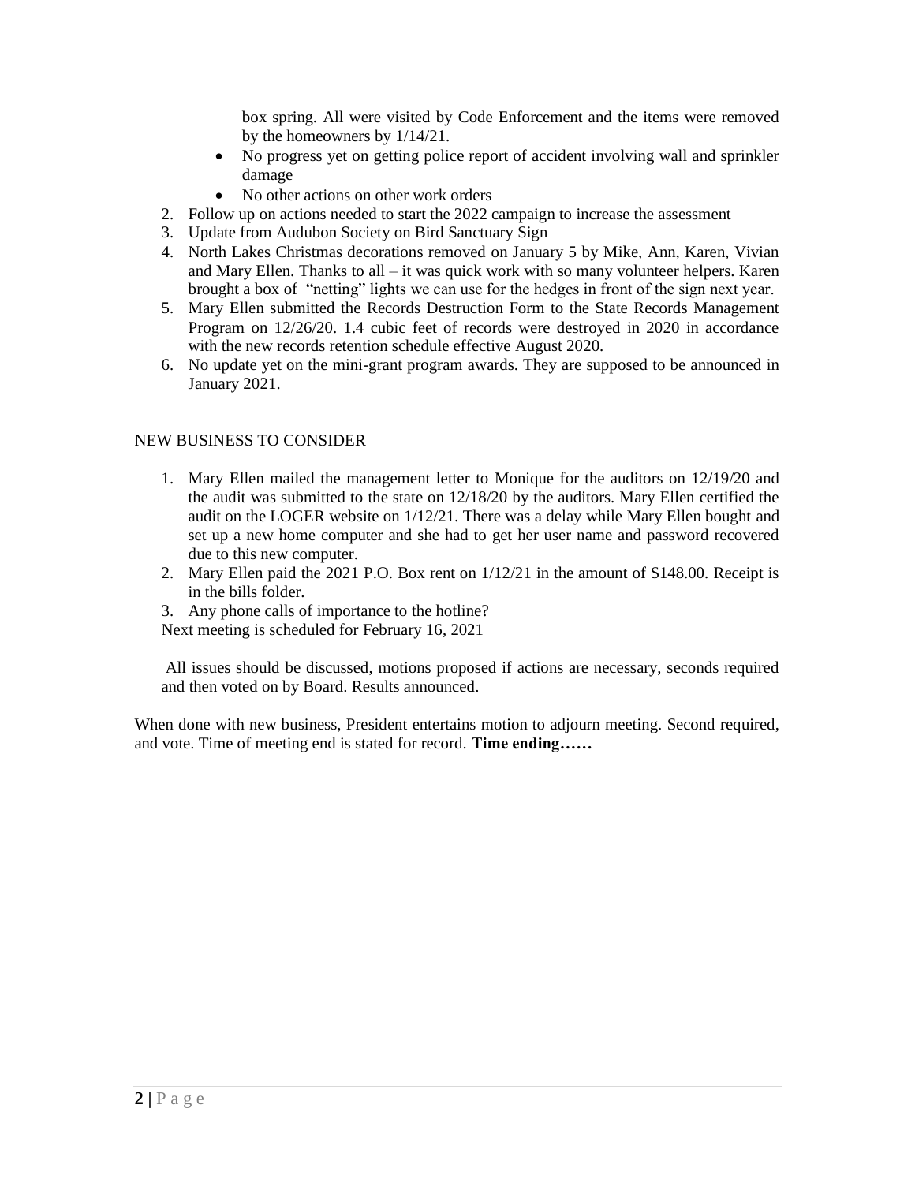box spring. All were visited by Code Enforcement and the items were removed by the homeowners by 1/14/21.

- No progress yet on getting police report of accident involving wall and sprinkler damage
- No other actions on other work orders

2. Follow up on actions needed to start the 2022 campaign to increase the assessment
3. Update from Audubon Society on Bird Sanctuary Sign
4. North Lakes Christmas decorations removed on January 5 by Mike, Ann, Karen, Vivian and Mary Ellen. Thanks to all – it was quick work with so many volunteer helpers. Karen brought a box of "netting" lights we can use for the hedges in front of the sign next year.
5. Mary Ellen submitted the Records Destruction Form to the State Records Management Program on 12/26/20. 1.4 cubic feet of records were destroyed in 2020 in accordance with the new records retention schedule effective August 2020.
6. No update yet on the mini-grant program awards. They are supposed to be announced in January 2021.

NEW BUSINESS TO CONSIDER

1. Mary Ellen mailed the management letter to Monique for the auditors on 12/19/20 and the audit was submitted to the state on 12/18/20 by the auditors. Mary Ellen certified the audit on the LOGER website on 1/12/21. There was a delay while Mary Ellen bought and set up a new home computer and she had to get her user name and password recovered due to this new computer.
2. Mary Ellen paid the 2021 P.O. Box rent on 1/12/21 in the amount of $148.00. Receipt is in the bills folder.
3. Any phone calls of importance to the hotline?

Next meeting is scheduled for February 16, 2021

All issues should be discussed, motions proposed if actions are necessary, seconds required and then voted on by Board. Results announced.

When done with new business, President entertains motion to adjourn meeting. Second required, and vote. Time of meeting end is stated for record. **Time ending……**